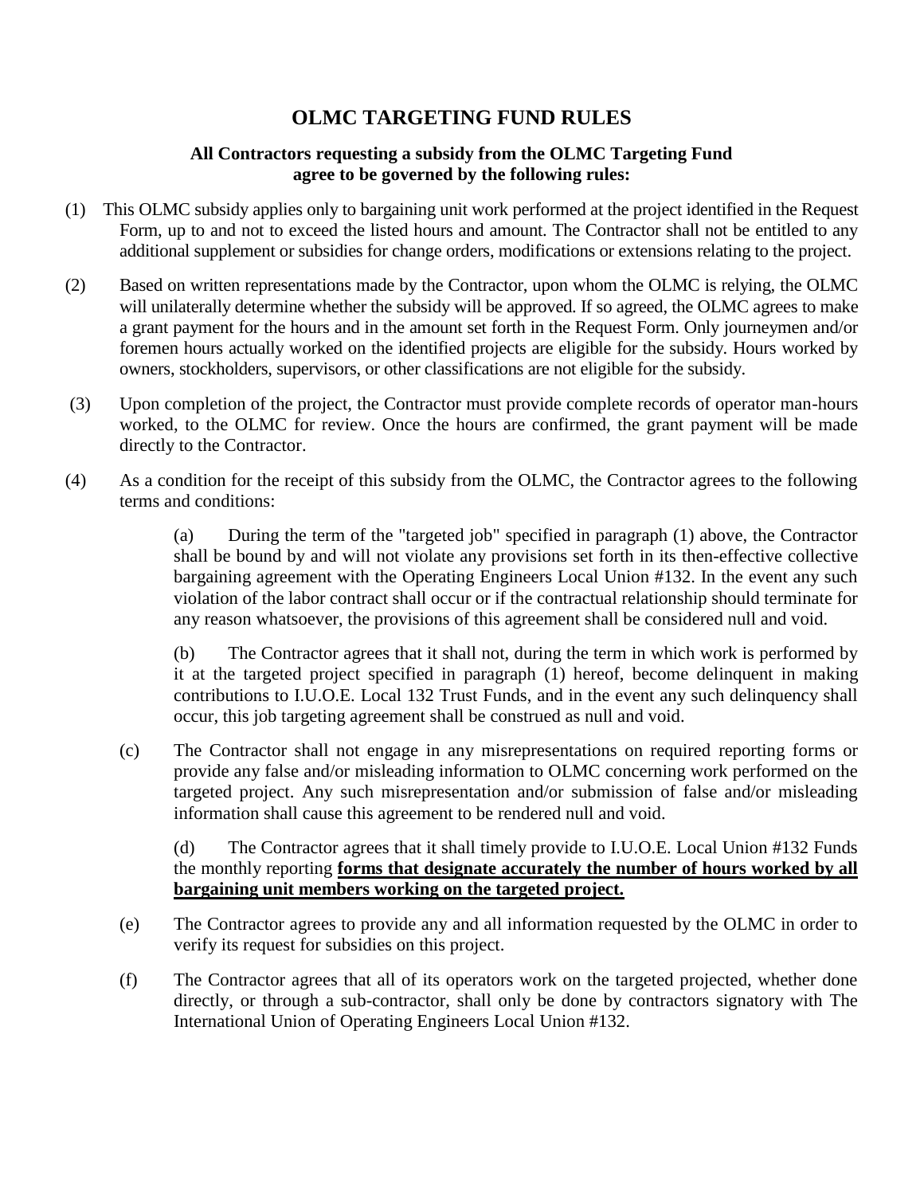# OLMC TARGETING FUND RULES

**All Contractors requesting a subsidy from the OLMC Targeting Fund agree to be governed by the following rules:**

(1) This OLMC subsidy applies only to bargaining unit work performed at the project identified in the Request Form, up to and not to exceed the listed hours and amount. The Contractor shall not be entitled to any additional supplement or subsidies for change orders, modifications or extensions relating to the project.

(2) Based on written representations made by the Contractor, upon whom the OLMC is relying, the OLMC will unilaterally determine whether the subsidy will be approved. If so agreed, the OLMC agrees to make a grant payment for the hours and in the amount set forth in the Request Form. Only journeymen and/or foremen hours actually worked on the identified projects are eligible for the subsidy. Hours worked by owners, stockholders, supervisors, or other classifications are not eligible for the subsidy.

(3) Upon completion of the project, the Contractor must provide complete records of operator man-hours worked, to the OLMC for review. Once the hours are confirmed, the grant payment will be made directly to the Contractor.

(4) As a condition for the receipt of this subsidy from the OLMC, the Contractor agrees to the following terms and conditions:

(a) During the term of the "targeted job" specified in paragraph (1) above, the Contractor shall be bound by and will not violate any provisions set forth in its then-effective collective bargaining agreement with the Operating Engineers Local Union #132. In the event any such violation of the labor contract shall occur or if the contractual relationship should terminate for any reason whatsoever, the provisions of this agreement shall be considered null and void.

(b) The Contractor agrees that it shall not, during the term in which work is performed by it at the targeted project specified in paragraph (1) hereof, become delinquent in making contributions to I.U.O.E. Local 132 Trust Funds, and in the event any such delinquency shall occur, this job targeting agreement shall be construed as null and void.

(c) The Contractor shall not engage in any misrepresentations on required reporting forms or provide any false and/or misleading information to OLMC concerning work performed on the targeted project. Any such misrepresentation and/or submission of false and/or misleading information shall cause this agreement to be rendered null and void.

(d) The Contractor agrees that it shall timely provide to I.U.O.E. Local Union #132 Funds the monthly reporting **forms that designate accurately the number of hours worked by all bargaining unit members working on the targeted project.**

(e) The Contractor agrees to provide any and all information requested by the OLMC in order to verify its request for subsidies on this project.

(f) The Contractor agrees that all of its operators work on the targeted projected, whether done directly, or through a sub-contractor, shall only be done by contractors signatory with The International Union of Operating Engineers Local Union #132.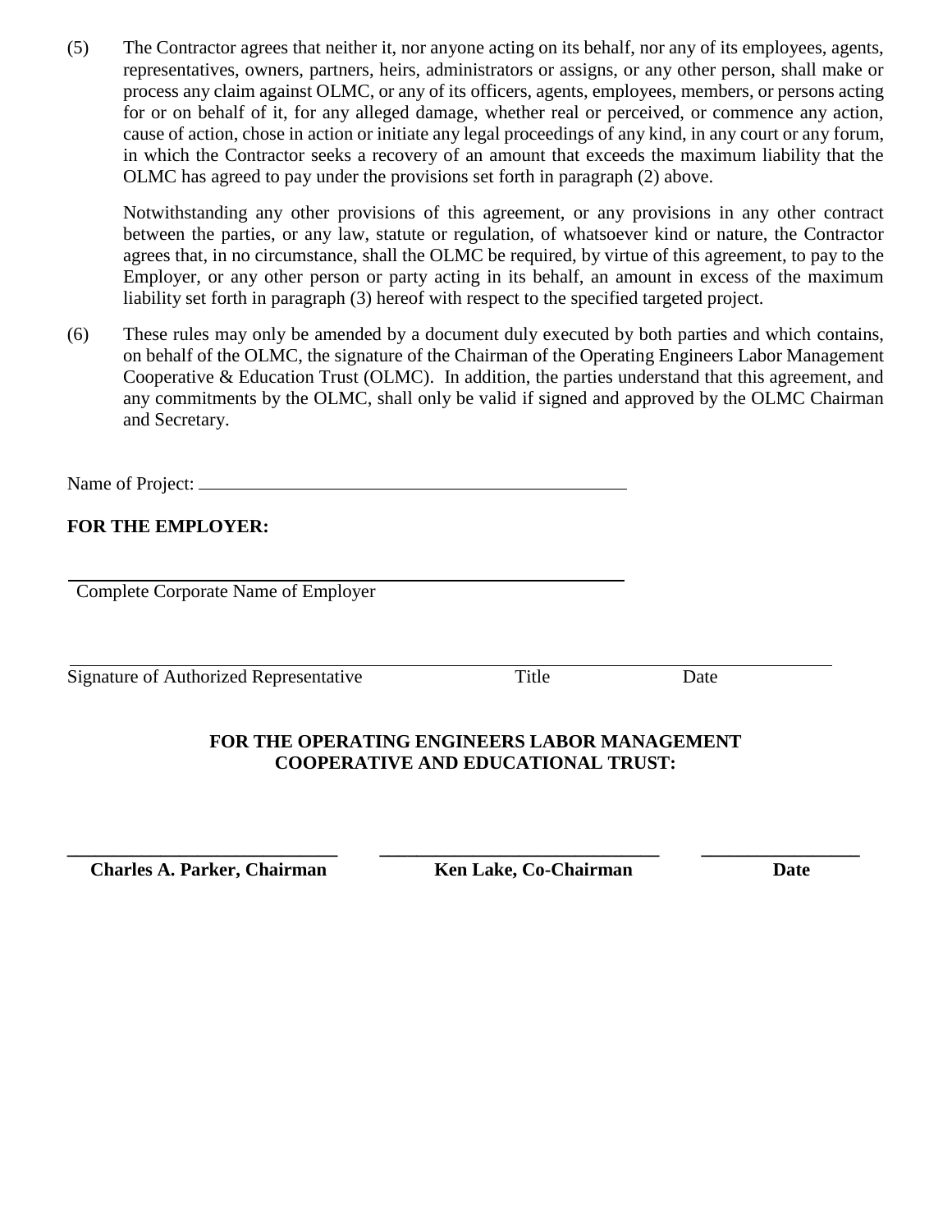(5) The Contractor agrees that neither it, nor anyone acting on its behalf, nor any of its employees, agents, representatives, owners, partners, heirs, administrators or assigns, or any other person, shall make or process any claim against OLMC, or any of its officers, agents, employees, members, or persons acting for or on behalf of it, for any alleged damage, whether real or perceived, or commence any action, cause of action, chose in action or initiate any legal proceedings of any kind, in any court or any forum, in which the Contractor seeks a recovery of an amount that exceeds the maximum liability that the OLMC has agreed to pay under the provisions set forth in paragraph (2) above.

Notwithstanding any other provisions of this agreement, or any provisions in any other contract between the parties, or any law, statute or regulation, of whatsoever kind or nature, the Contractor agrees that, in no circumstance, shall the OLMC be required, by virtue of this agreement, to pay to the Employer, or any other person or party acting in its behalf, an amount in excess of the maximum liability set forth in paragraph (3) hereof with respect to the specified targeted project.

(6) These rules may only be amended by a document duly executed by both parties and which contains, on behalf of the OLMC, the signature of the Chairman of the Operating Engineers Labor Management Cooperative & Education Trust (OLMC). In addition, the parties understand that this agreement, and any commitments by the OLMC, shall only be valid if signed and approved by the OLMC Chairman and Secretary.

Name of Project: ______________________________________________

**FOR THE EMPLOYER:**

______________________________________________

Complete Corporate Name of Employer

______________________________________________

Signature of Authorized Representative Title Date

**FOR THE OPERATING ENGINEERS LABOR MANAGEMENT COOPERATIVE AND EDUCATIONAL TRUST:**

______________________________ ______________________________ _________________

**Charles A. Parker, Chairman** **Ken Lake, Co-Chairman** **Date**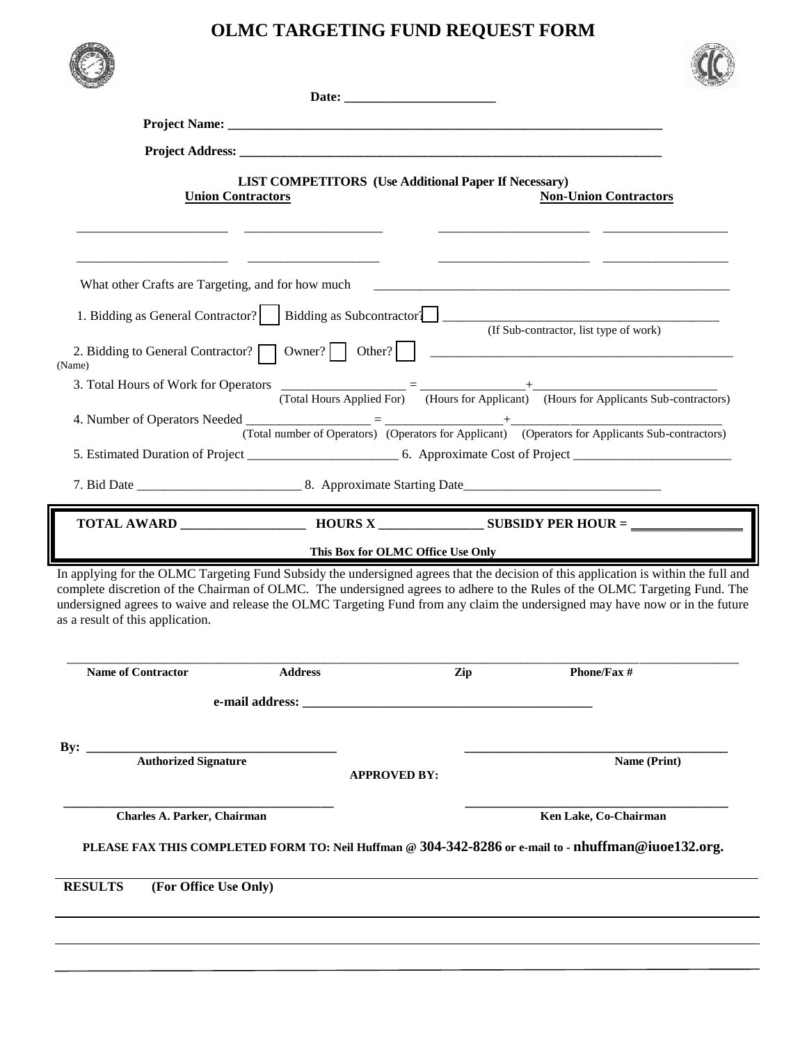# OLMC TARGETING FUND REQUEST FORM

**Date: ______________________**

**Project Name: ____________________________________________________________________**

**Project Address: __________________________________________________________________**

**LIST COMPETITORS (Use Additional Paper If Necessary)**

| **Union Contractors** | | **Non-Union Contractors** | |
|---|---|---|---|
| ______________________ | ____________________ | ______________________ | ___________________ |
| ______________________ | ____________________ | ______________________ | ___________________ |

What other Crafts are Targeting, and for how much ________________________________________________________

1. Bidding as General Contractor? ☐ Bidding as Subcontractor? ☐ ________________________________________
   (If Sub-contractor, list type of work)

2. Bidding to General Contractor? ☐ Owner? ☐ Other? ☐ ______________________________________________
   (Name)

3. Total Hours of Work for Operators __________________ = ________________+___________________________
   (Total Hours Applied For) (Hours for Applicant) (Hours for Applicants Sub-contractors)

4. Number of Operators Needed __________________ = _________________+________________________________
   (Total number of Operators) (Operators for Applicant) (Operators for Applicants Sub-contractors)

5. Estimated Duration of Project ______________________ 6. Approximate Cost of Project ________________________

7. Bid Date ________________________ 8. Approximate Starting Date______________________________

**TOTAL AWARD __________________ HOURS X _______________ SUBSIDY PER HOUR = ________________**

**This Box for OLMC Office Use Only**

In applying for the OLMC Targeting Fund Subsidy the undersigned agrees that the decision of this application is within the full and complete discretion of the Chairman of OLMC. The undersigned agrees to adhere to the Rules of the OLMC Targeting Fund. The undersigned agrees to waive and release the OLMC Targeting Fund from any claim the undersigned may have now or in the future as a result of this application.

_____________________________________________________________________________________________

**Name of Contractor** **Address** **Zip** **Phone/Fax #**

**e-mail address: ____________________________________________**

**By: ____________________________________** ________________________________________

**Authorized Signature** **Name (Print)**

**APPROVED BY:**

________________________________________ ________________________________________

**Charles A. Parker, Chairman** **Ken Lake, Co-Chairman**

**PLEASE FAX THIS COMPLETED FORM TO: Neil Huffman @ 304-342-8286 or e-mail to - nhuffman@iuoe132.org.**

**RESULTS (For Office Use Only)**

_____________________________________________________________________________________________

_____________________________________________________________________________________________

_____________________________________________________________________________________________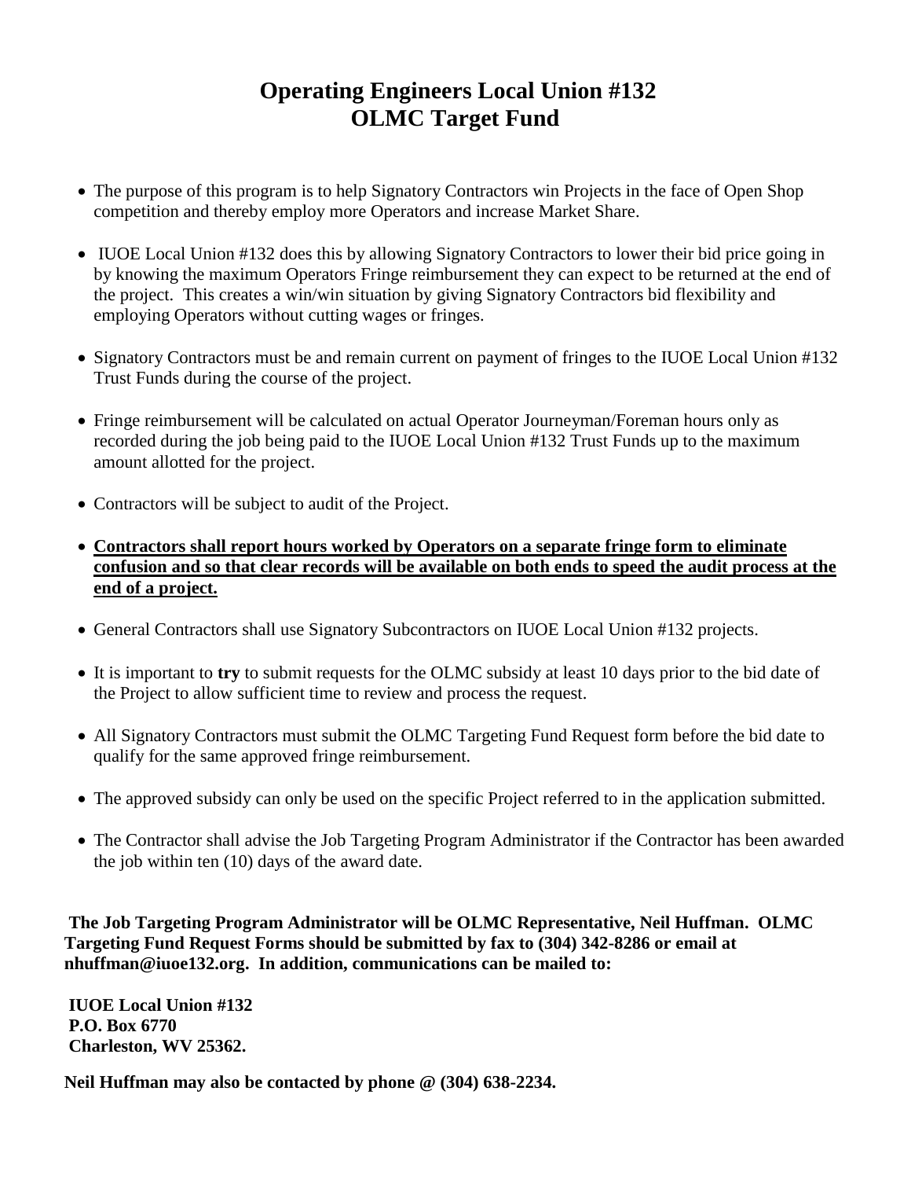# Operating Engineers Local Union #132
# OLMC Target Fund

- The purpose of this program is to help Signatory Contractors win Projects in the face of Open Shop competition and thereby employ more Operators and increase Market Share.
- IUOE Local Union #132 does this by allowing Signatory Contractors to lower their bid price going in by knowing the maximum Operators Fringe reimbursement they can expect to be returned at the end of the project. This creates a win/win situation by giving Signatory Contractors bid flexibility and employing Operators without cutting wages or fringes.
- Signatory Contractors must be and remain current on payment of fringes to the IUOE Local Union #132 Trust Funds during the course of the project.
- Fringe reimbursement will be calculated on actual Operator Journeyman/Foreman hours only as recorded during the job being paid to the IUOE Local Union #132 Trust Funds up to the maximum amount allotted for the project.
- Contractors will be subject to audit of the Project.
- **Contractors shall report hours worked by Operators on a separate fringe form to eliminate confusion and so that clear records will be available on both ends to speed the audit process at the end of a project.**
- General Contractors shall use Signatory Subcontractors on IUOE Local Union #132 projects.
- It is important to **try** to submit requests for the OLMC subsidy at least 10 days prior to the bid date of the Project to allow sufficient time to review and process the request.
- All Signatory Contractors must submit the OLMC Targeting Fund Request form before the bid date to qualify for the same approved fringe reimbursement.
- The approved subsidy can only be used on the specific Project referred to in the application submitted.
- The Contractor shall advise the Job Targeting Program Administrator if the Contractor has been awarded the job within ten (10) days of the award date.

**The Job Targeting Program Administrator will be OLMC Representative, Neil Huffman. OLMC Targeting Fund Request Forms should be submitted by fax to (304) 342-8286 or email at nhuffman@iuoe132.org. In addition, communications can be mailed to:**

**IUOE Local Union #132**
**P.O. Box 6770**
**Charleston, WV 25362.**

**Neil Huffman may also be contacted by phone @ (304) 638-2234.**